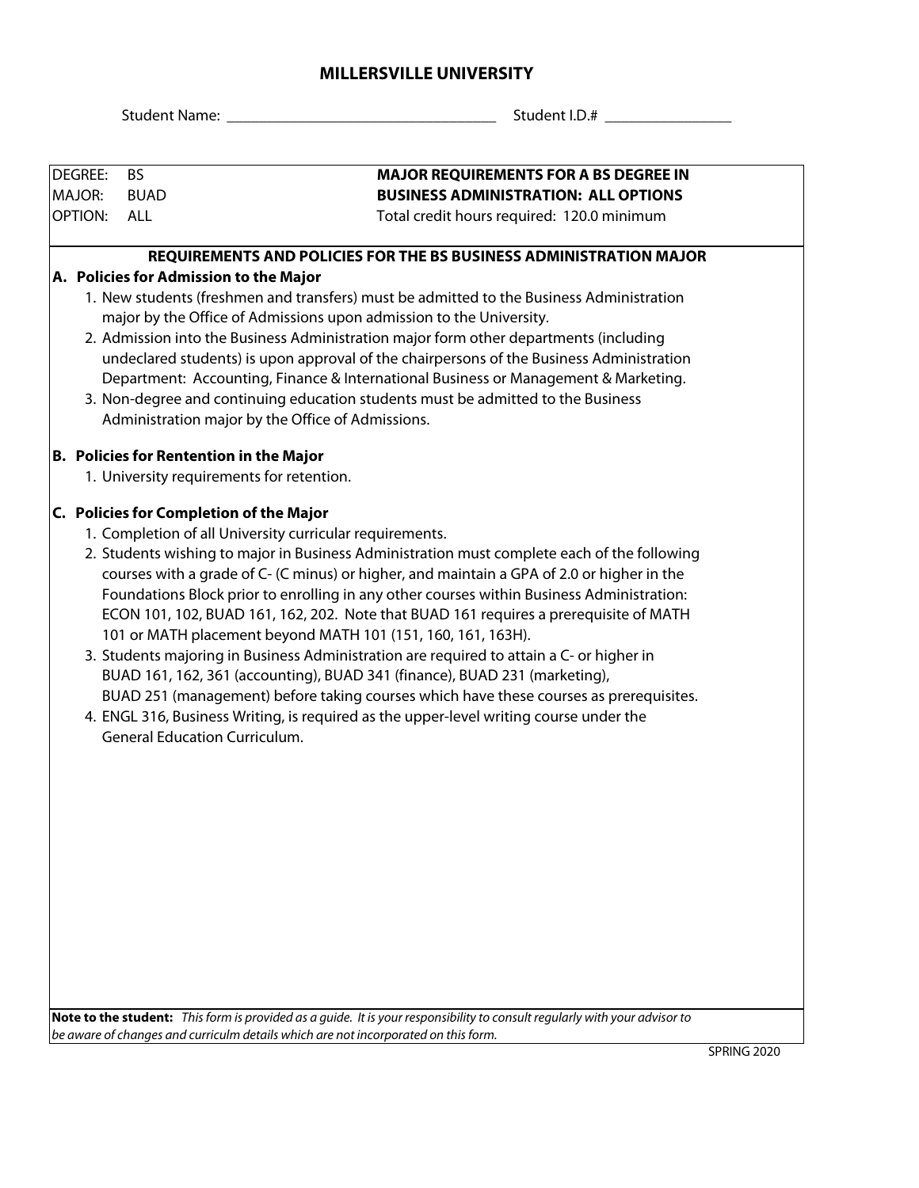# MILLERSVILLE UNIVERSITY

Student Name: ______________________________ Student I.D.# _______________

| DEGREE: | BS | **MAJOR REQUIREMENTS FOR A BS DEGREE IN** |
|---|---|---|
| MAJOR: | BUAD | **BUSINESS ADMINISTRATION: ALL OPTIONS** |
| OPTION: | ALL | Total credit hours required: 120.0 minimum |

## REQUIREMENTS AND POLICIES FOR THE BS BUSINESS ADMINISTRATION MAJOR

### A. Policies for Admission to the Major

1. New students (freshmen and transfers) must be admitted to the Business Administration major by the Office of Admissions upon admission to the University.
2. Admission into the Business Administration major form other departments (including undeclared students) is upon approval of the chairpersons of the Business Administration Department: Accounting, Finance & International Business or Management & Marketing.
3. Non-degree and continuing education students must be admitted to the Business Administration major by the Office of Admissions.

### B. Policies for Rentention in the Major

1. University requirements for retention.

### C. Policies for Completion of the Major

1. Completion of all University curricular requirements.
2. Students wishing to major in Business Administration must complete each of the following courses with a grade of C- (C minus) or higher, and maintain a GPA of 2.0 or higher in the Foundations Block prior to enrolling in any other courses within Business Administration: ECON 101, 102, BUAD 161, 162, 202. Note that BUAD 161 requires a prerequisite of MATH 101 or MATH placement beyond MATH 101 (151, 160, 161, 163H).
3. Students majoring in Business Administration are required to attain a C- or higher in BUAD 161, 162, 361 (accounting), BUAD 341 (finance), BUAD 231 (marketing), BUAD 251 (management) before taking courses which have these courses as prerequisites.
4. ENGL 316, Business Writing, is required as the upper-level writing course under the General Education Curriculum.

**Note to the student:** *This form is provided as a guide. It is your responsibility to consult regularly with your advisor to be aware of changes and curriculm details which are not incorporated on this form.*

SPRING 2020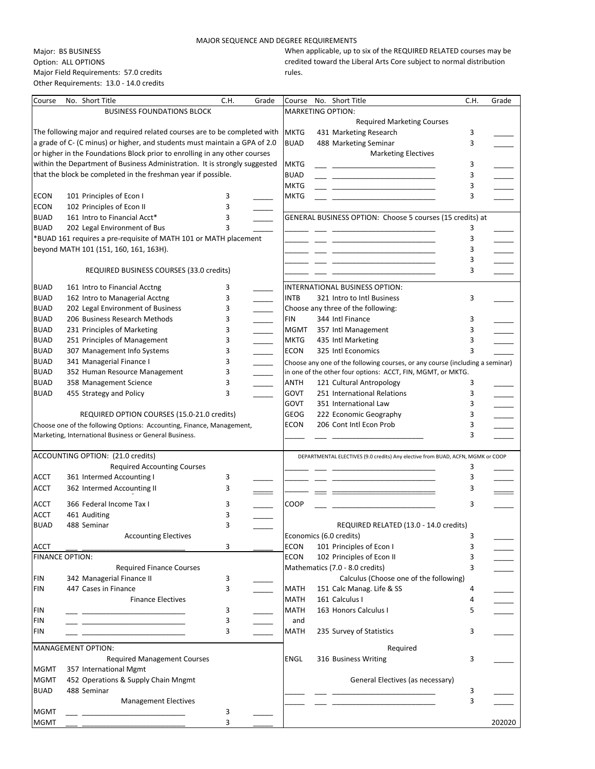MAJOR SEQUENCE AND DEGREE REQUIREMENTS

Major: BS BUSINESS
Option: ALL OPTIONS
Major Field Requirements: 57.0 credits
Other Requirements: 13.0 - 14.0 credits

When applicable, up to six of the REQUIRED RELATED courses may be credited toward the Liberal Arts Core subject to normal distribution rules.

| Course | No. | Short Title | C.H. | Grade |
|---|---|---|---|---|
| | | **BUSINESS FOUNDATIONS BLOCK** | | |
| The following major and required related courses are to be completed with a grade of C- (C minus) or higher, and students must maintain a GPA of 2.0 or higher in the Foundations Block prior to enrolling in any other courses within the Department of Business Administration. It is strongly suggested that the block be completed in the freshman year if possible. | | | | |
| ECON | 101 | Principles of Econ I | 3 | _____ |
| ECON | 102 | Principles of Econ II | 3 | _____ |
| BUAD | 161 | Intro to Financial Acct* | 3 | _____ |
| BUAD | 202 | Legal Environment of Bus | 3 | _____ |
| *BUAD 161 requires a pre-requisite of MATH 101 or MATH placement beyond MATH 101 (151, 160, 161, 163H). | | | | |
| | | **REQUIRED BUSINESS COURSES (33.0 credits)** | | |
| BUAD | 161 | Intro to Financial Acctng | 3 | _____ |
| BUAD | 162 | Intro to Managerial Acctng | 3 | _____ |
| BUAD | 202 | Legal Environment of Business | 3 | _____ |
| BUAD | 206 | Business Research Methods | 3 | _____ |
| BUAD | 231 | Principles of Marketing | 3 | _____ |
| BUAD | 251 | Principles of Management | 3 | _____ |
| BUAD | 307 | Management Info Systems | 3 | _____ |
| BUAD | 341 | Managerial Finance I | 3 | _____ |
| BUAD | 352 | Human Resource Management | 3 | _____ |
| BUAD | 358 | Management Science | 3 | _____ |
| BUAD | 455 | Strategy and Policy | 3 | _____ |
| | | **REQUIRED OPTION COURSES (15.0-21.0 credits)** | | |
| Choose one of the following Options: Accounting, Finance, Management, Marketing, International Business or General Business. | | | | |
| **ACCOUNTING OPTION: (21.0 credits)** | | | | |
| | | Required Accounting Courses | | |
| ACCT | 361 | Intermed Accounting I | 3 | _____ |
| ACCT | 362 | Intermed Accounting II | 3 | _____ |
| ACCT | 366 | Federal Income Tax I | 3 | _____ |
| ACCT | 461 | Auditing | 3 | _____ |
| BUAD | 488 | Seminar | 3 | _____ |
| | | Accounting Electives | | |
| ACCT | ___ | ______________________ | 3 | _____ |
| **FINANCE OPTION:** | | | | |
| | | Required Finance Courses | | |
| FIN | 342 | Managerial Finance II | 3 | _____ |
| FIN | 447 | Cases in Finance | 3 | _____ |
| | | Finance Electives | | |
| FIN | ___ | ______________________ | 3 | _____ |
| FIN | ___ | ______________________ | 3 | _____ |
| FIN | ___ | ______________________ | 3 | _____ |
| **MANAGEMENT OPTION:** | | | | |
| | | Required Management Courses | | |
| MGMT | 357 | International Mgmt | | |
| MGMT | 452 | Operations & Supply Chain Mngmt | | |
| BUAD | 488 | Seminar | | |
| | | Management Electives | | |
| MGMT | ___ | ______________________ | 3 | _____ |
| MGMT | ___ | ______________________ | 3 | _____ |

| Course | No. | Short Title | C.H. | Grade |
|---|---|---|---|---|
| **MARKETING OPTION:** | | | | |
| | | Required Marketing Courses | | |
| MKTG | 431 | Marketing Research | 3 | _____ |
| BUAD | 488 | Marketing Seminar | 3 | _____ |
| | | Marketing Electives | | |
| MKTG | ___ | ______________________ | 3 | _____ |
| BUAD | ___ | ______________________ | 3 | _____ |
| MKTG | ___ | ______________________ | 3 | _____ |
| MKTG | ___ | ______________________ | 3 | _____ |
| **GENERAL BUSINESS OPTION: Choose 5 courses (15 credits) at** | | | | |
| _____ | ___ | ______________________ | 3 | _____ |
| _____ | ___ | ______________________ | 3 | _____ |
| _____ | ___ | ______________________ | 3 | _____ |
| _____ | ___ | ______________________ | 3 | _____ |
| _____ | ___ | ______________________ | 3 | _____ |
| **INTERNATIONAL BUSINESS OPTION:** | | | | |
| INTB | 321 | Intro to Intl Business | 3 | _____ |
| Choose any three of the following: | | | | |
| FIN | 344 | Intl Finance | 3 | _____ |
| MGMT | 357 | Intl Management | 3 | _____ |
| MKTG | 435 | Intl Marketing | 3 | _____ |
| ECON | 325 | Intl Economics | 3 | _____ |
| Choose any one of the following courses, or any course (including a seminar) in one of the other four options: ACCT, FIN, MGMT, or MKTG. | | | | |
| ANTH | 121 | Cultural Antropology | 3 | _____ |
| GOVT | 251 | International Relations | 3 | _____ |
| GOVT | 351 | International Law | 3 | _____ |
| GEOG | 222 | Economic Geography | 3 | _____ |
| ECON | 206 | Cont Intl Econ Prob | 3 | _____ |
| _____ | ___ | ______________________ | 3 | _____ |
| DEPARTMENTAL ELECTIVES (9.0 credits) Any elective from BUAD, ACFN, MGMK or COOP | | | | |
| _____ | ___ | ______________________ | 3 | _____ |
| _____ | ___ | ______________________ | 3 | _____ |
| _____ | ___ | ______________________ | 3 | _____ |
| COOP | ___ | ______________________ | 3 | _____ |
| | | **REQUIRED RELATED (13.0 - 14.0 credits)** | | |
| Economics (6.0 credits) | | | 3 | _____ |
| ECON | 101 | Principles of Econ I | 3 | _____ |
| ECON | 102 | Principles of Econ II | 3 | _____ |
| Mathematics (7.0 - 8.0 credits) | | | 3 | _____ |
| | | Calculus (Choose one of the following) | | |
| MATH | 151 | Calc Manag. Life & SS | 4 | _____ |
| MATH | 161 | Calculus I | 4 | _____ |
| MATH | 163 | Honors Calculus I | 5 | _____ |
| and | | | | |
| MATH | 235 | Survey of Statistics | 3 | _____ |
| | | Required | | |
| ENGL | 316 | Business Writing | 3 | _____ |
| | | General Electives (as necessary) | | |
| _____ | ___ | ______________________ | 3 | _____ |
| _____ | ___ | ______________________ | 3 | _____ |

202020